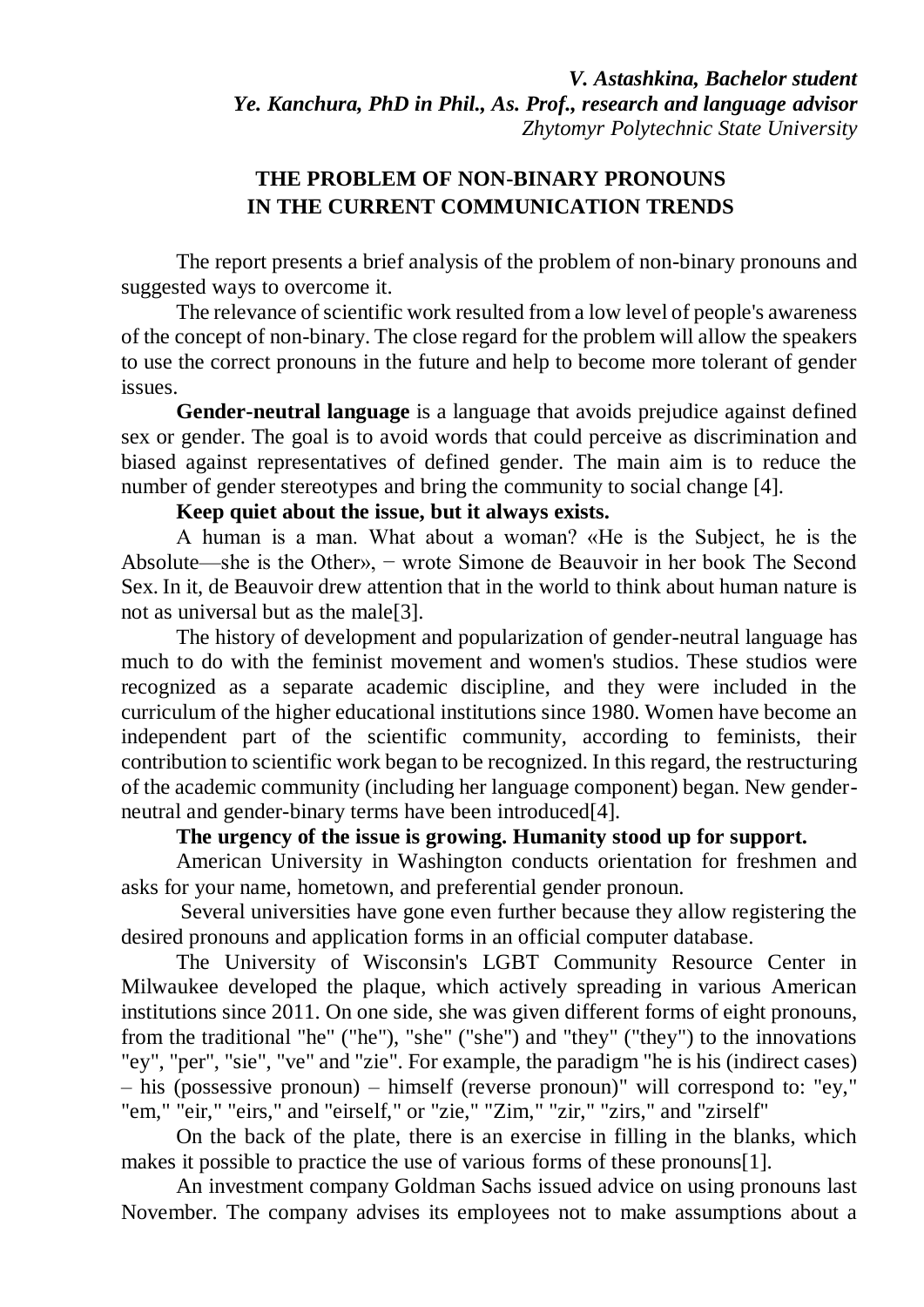***V. Astashkina, Bachelor student***
***Ye. Kanchura, PhD in Phil., As. Prof., research and language advisor***
*Zhytomyr Polytechnic State University*

# THE PROBLEM OF NON-BINARY PRONOUNS IN THE CURRENT COMMUNICATION TRENDS

The report presents a brief analysis of the problem of non-binary pronouns and suggested ways to overcome it.

The relevance of scientific work resulted from a low level of people's awareness of the concept of non-binary. The close regard for the problem will allow the speakers to use the correct pronouns in the future and help to become more tolerant of gender issues.

**Gender-neutral language** is a language that avoids prejudice against defined sex or gender. The goal is to avoid words that could perceive as discrimination and biased against representatives of defined gender. The main aim is to reduce the number of gender stereotypes and bring the community to social change [4].

**Keep quiet about the issue, but it always exists.**

A human is a man. What about a woman? «He is the Subject, he is the Absolute—she is the Other», − wrote Simone de Beauvoir in her book The Second Sex. In it, de Beauvoir drew attention that in the world to think about human nature is not as universal but as the male[3].

The history of development and popularization of gender-neutral language has much to do with the feminist movement and women's studios. These studios were recognized as a separate academic discipline, and they were included in the curriculum of the higher educational institutions since 1980. Women have become an independent part of the scientific community, according to feminists, their contribution to scientific work began to be recognized. In this regard, the restructuring of the academic community (including her language component) began. New gender-neutral and gender-binary terms have been introduced[4].

**The urgency of the issue is growing. Humanity stood up for support.**

American University in Washington conducts orientation for freshmen and asks for your name, hometown, and preferential gender pronoun.

Several universities have gone even further because they allow registering the desired pronouns and application forms in an official computer database.

The University of Wisconsin's LGBT Community Resource Center in Milwaukee developed the plaque, which actively spreading in various American institutions since 2011. On one side, she was given different forms of eight pronouns, from the traditional "he" ("he"), "she" ("she") and "they" ("they") to the innovations "ey", "per", "sie", "ve" and "zie". For example, the paradigm "he is his (indirect cases) – his (possessive pronoun) – himself (reverse pronoun)" will correspond to: "ey," "em," "eir," "eirs," and "eirself," or "zie," "Zim," "zir," "zirs," and "zirself"

On the back of the plate, there is an exercise in filling in the blanks, which makes it possible to practice the use of various forms of these pronouns[1].

An investment company Goldman Sachs issued advice on using pronouns last November. The company advises its employees not to make assumptions about a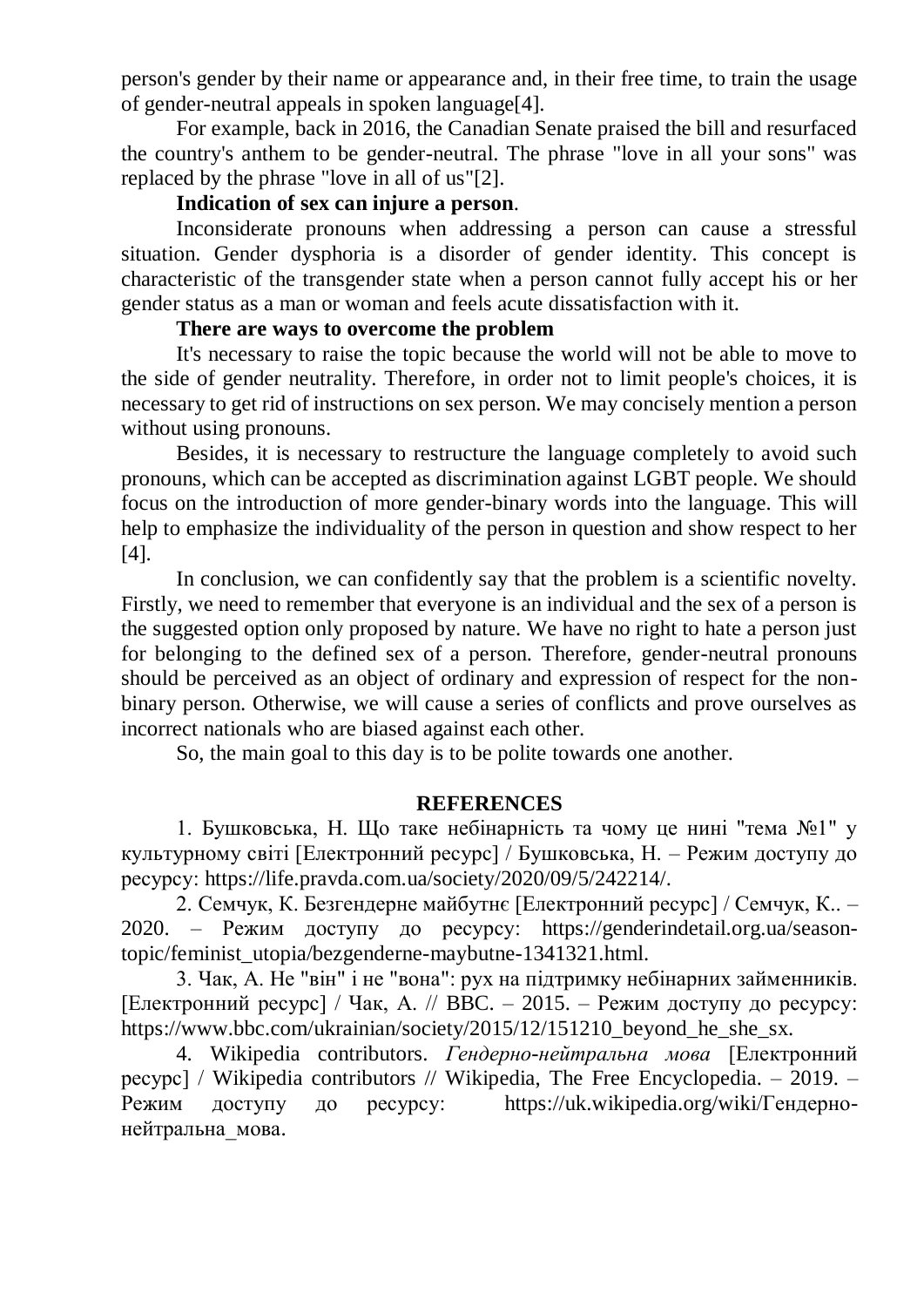person's gender by their name or appearance and, in their free time, to train the usage of gender-neutral appeals in spoken language[4].

For example, back in 2016, the Canadian Senate praised the bill and resurfaced the country's anthem to be gender-neutral. The phrase "love in all your sons" was replaced by the phrase "love in all of us"[2].

**Indication of sex can injure a person**.

Inconsiderate pronouns when addressing a person can cause a stressful situation. Gender dysphoria is a disorder of gender identity. This concept is characteristic of the transgender state when a person cannot fully accept his or her gender status as a man or woman and feels acute dissatisfaction with it.

**There are ways to overcome the problem**

It's necessary to raise the topic because the world will not be able to move to the side of gender neutrality. Therefore, in order not to limit people's choices, it is necessary to get rid of instructions on sex person. We may concisely mention a person without using pronouns.

Besides, it is necessary to restructure the language completely to avoid such pronouns, which can be accepted as discrimination against LGBT people. We should focus on the introduction of more gender-binary words into the language. This will help to emphasize the individuality of the person in question and show respect to her [4].

In conclusion, we can confidently say that the problem is a scientific novelty. Firstly, we need to remember that everyone is an individual and the sex of a person is the suggested option only proposed by nature. We have no right to hate a person just for belonging to the defined sex of a person. Therefore, gender-neutral pronouns should be perceived as an object of ordinary and expression of respect for the non-binary person. Otherwise, we will cause a series of conflicts and prove ourselves as incorrect nationals who are biased against each other.

So, the main goal to this day is to be polite towards one another.

## REFERENCES

1. Бушковська, Н. Що таке небінарність та чому це нині "тема №1" у культурному світі [Електронний ресурс] / Бушковська, Н. – Режим доступу до ресурсу: https://life.pravda.com.ua/society/2020/09/5/242214/.

2. Семчук, К. Безгендерне майбутнє [Електронний ресурс] / Семчук, К.. – 2020. – Режим доступу до ресурсу: https://genderindetail.org.ua/season-topic/feminist_utopia/bezgenderne-maybutne-1341321.html.

3. Чак, А. Не "він" і не "вона": рух на підтримку небінарних займенників. [Електронний ресурс] / Чак, А. // BBC. – 2015. – Режим доступу до ресурсу: https://www.bbc.com/ukrainian/society/2015/12/151210_beyond_he_she_sx.

4. Wikipedia contributors. *Гендерно-нейтральна мова* [Електронний ресурс] / Wikipedia contributors // Wikipedia, The Free Encyclopedia. – 2019. – Режим доступу до ресурсу: https://uk.wikipedia.org/wiki/Гендерно-нейтральна_мова.